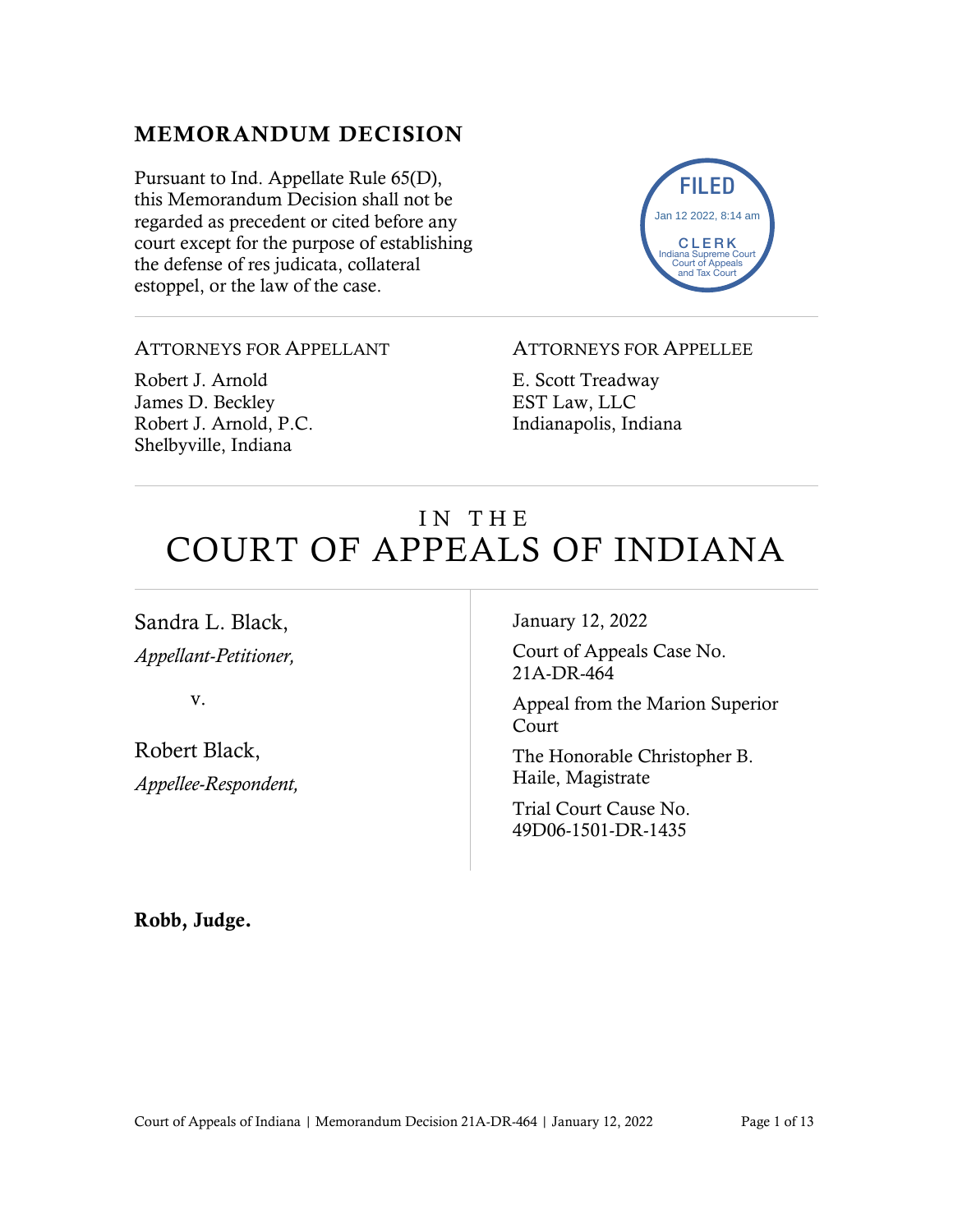## MEMORANDUM DECISION

Pursuant to Ind. Appellate Rule 65(D), this Memorandum Decision shall not be regarded as precedent or cited before any court except for the purpose of establishing the defense of res judicata, collateral estoppel, or the law of the case.

FILED
Jan 12 2022, 8:14 am
CLERK
Indiana Supreme Court
Court of Appeals
and Tax Court

ATTORNEYS FOR APPELLANT

Robert J. Arnold
James D. Beckley
Robert J. Arnold, P.C.
Shelbyville, Indiana

ATTORNEYS FOR APPELLEE

E. Scott Treadway
EST Law, LLC
Indianapolis, Indiana

# IN THE COURT OF APPEALS OF INDIANA

Sandra L. Black,
*Appellant-Petitioner,*

v.

Robert Black,
*Appellee-Respondent,*

January 12, 2022

Court of Appeals Case No. 21A-DR-464

Appeal from the Marion Superior Court

The Honorable Christopher B. Haile, Magistrate

Trial Court Cause No. 49D06-1501-DR-1435

**Robb, Judge.**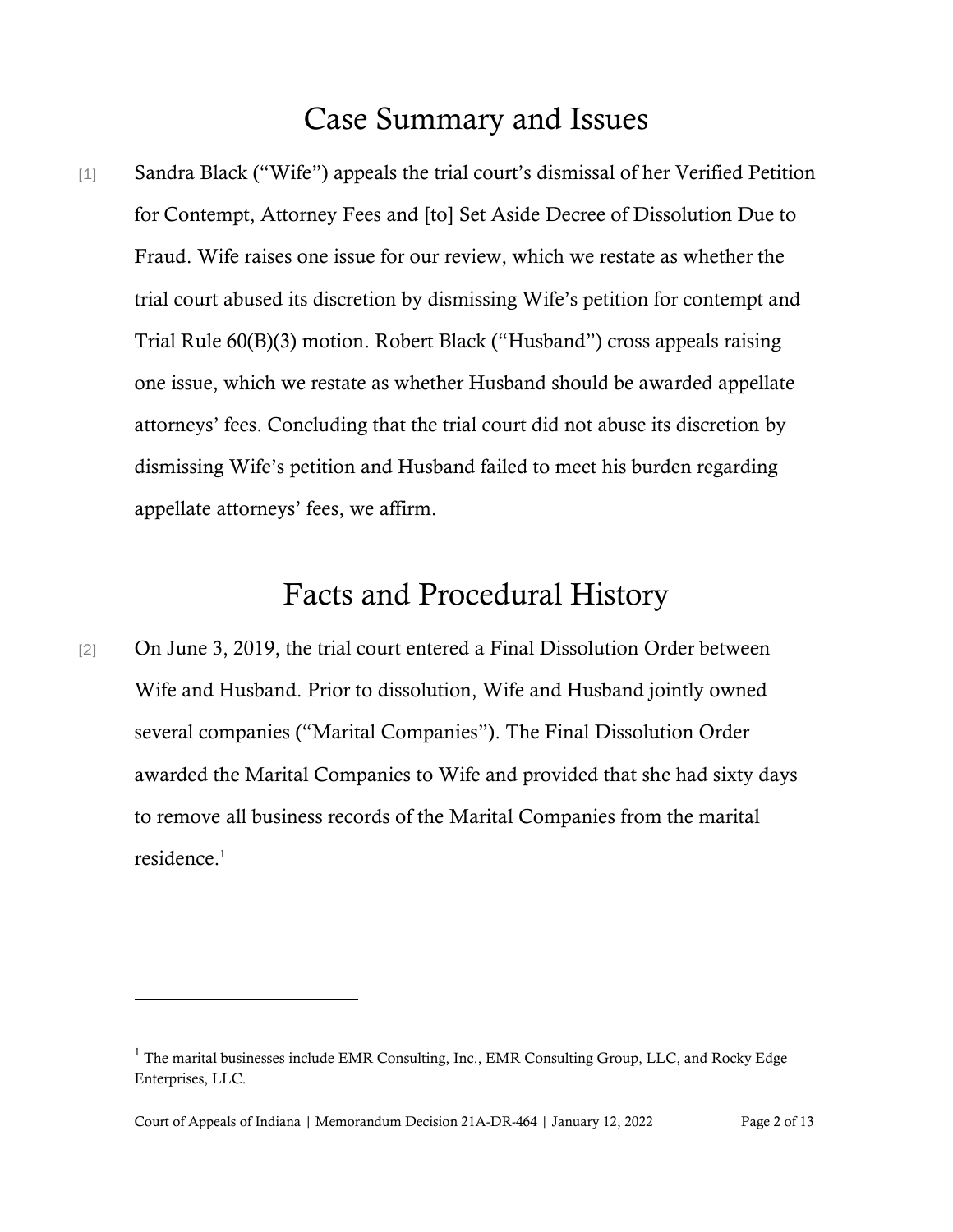# Case Summary and Issues

[1] Sandra Black ("Wife") appeals the trial court's dismissal of her Verified Petition for Contempt, Attorney Fees and [to] Set Aside Decree of Dissolution Due to Fraud. Wife raises one issue for our review, which we restate as whether the trial court abused its discretion by dismissing Wife's petition for contempt and Trial Rule 60(B)(3) motion. Robert Black ("Husband") cross appeals raising one issue, which we restate as whether Husband should be awarded appellate attorneys' fees. Concluding that the trial court did not abuse its discretion by dismissing Wife's petition and Husband failed to meet his burden regarding appellate attorneys' fees, we affirm.

# Facts and Procedural History

[2] On June 3, 2019, the trial court entered a Final Dissolution Order between Wife and Husband. Prior to dissolution, Wife and Husband jointly owned several companies ("Marital Companies"). The Final Dissolution Order awarded the Marital Companies to Wife and provided that she had sixty days to remove all business records of the Marital Companies from the marital residence.[1]

---

[1] The marital businesses include EMR Consulting, Inc., EMR Consulting Group, LLC, and Rocky Edge Enterprises, LLC.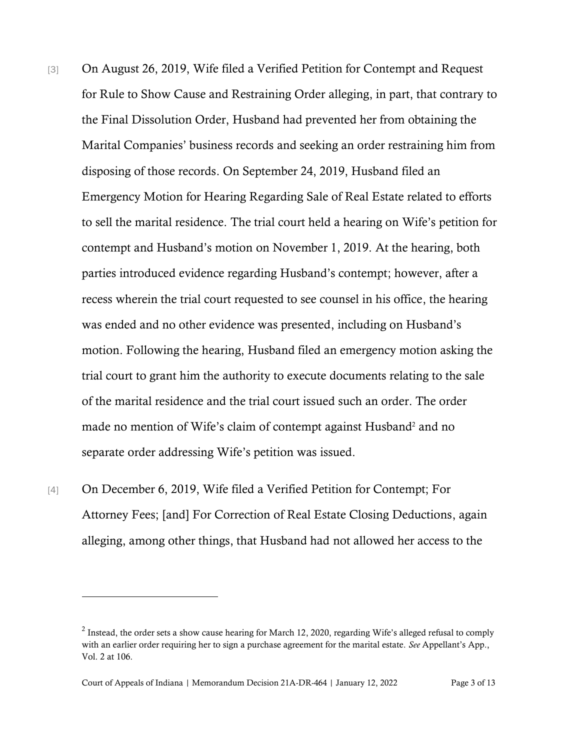[3] On August 26, 2019, Wife filed a Verified Petition for Contempt and Request for Rule to Show Cause and Restraining Order alleging, in part, that contrary to the Final Dissolution Order, Husband had prevented her from obtaining the Marital Companies' business records and seeking an order restraining him from disposing of those records. On September 24, 2019, Husband filed an Emergency Motion for Hearing Regarding Sale of Real Estate related to efforts to sell the marital residence. The trial court held a hearing on Wife's petition for contempt and Husband's motion on November 1, 2019. At the hearing, both parties introduced evidence regarding Husband's contempt; however, after a recess wherein the trial court requested to see counsel in his office, the hearing was ended and no other evidence was presented, including on Husband's motion. Following the hearing, Husband filed an emergency motion asking the trial court to grant him the authority to execute documents relating to the sale of the marital residence and the trial court issued such an order. The order made no mention of Wife's claim of contempt against Husband[2] and no separate order addressing Wife's petition was issued.

[4] On December 6, 2019, Wife filed a Verified Petition for Contempt; For Attorney Fees; [and] For Correction of Real Estate Closing Deductions, again alleging, among other things, that Husband had not allowed her access to the

---

[2] Instead, the order sets a show cause hearing for March 12, 2020, regarding Wife's alleged refusal to comply with an earlier order requiring her to sign a purchase agreement for the marital estate. *See* Appellant's App., Vol. 2 at 106.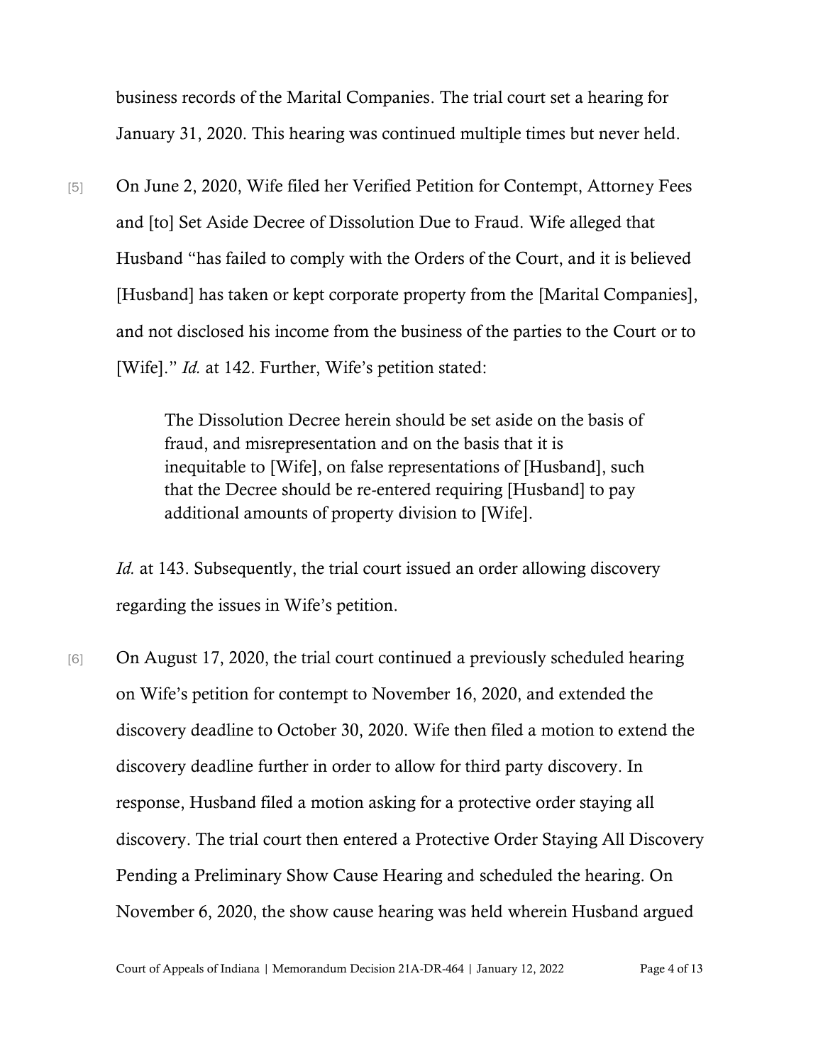business records of the Marital Companies. The trial court set a hearing for January 31, 2020. This hearing was continued multiple times but never held.

[5] On June 2, 2020, Wife filed her Verified Petition for Contempt, Attorney Fees and [to] Set Aside Decree of Dissolution Due to Fraud. Wife alleged that Husband "has failed to comply with the Orders of the Court, and it is believed [Husband] has taken or kept corporate property from the [Marital Companies], and not disclosed his income from the business of the parties to the Court or to [Wife]." *Id.* at 142. Further, Wife's petition stated:

> The Dissolution Decree herein should be set aside on the basis of fraud, and misrepresentation and on the basis that it is inequitable to [Wife], on false representations of [Husband], such that the Decree should be re-entered requiring [Husband] to pay additional amounts of property division to [Wife].

*Id.* at 143. Subsequently, the trial court issued an order allowing discovery regarding the issues in Wife's petition.

[6] On August 17, 2020, the trial court continued a previously scheduled hearing on Wife's petition for contempt to November 16, 2020, and extended the discovery deadline to October 30, 2020. Wife then filed a motion to extend the discovery deadline further in order to allow for third party discovery. In response, Husband filed a motion asking for a protective order staying all discovery. The trial court then entered a Protective Order Staying All Discovery Pending a Preliminary Show Cause Hearing and scheduled the hearing. On November 6, 2020, the show cause hearing was held wherein Husband argued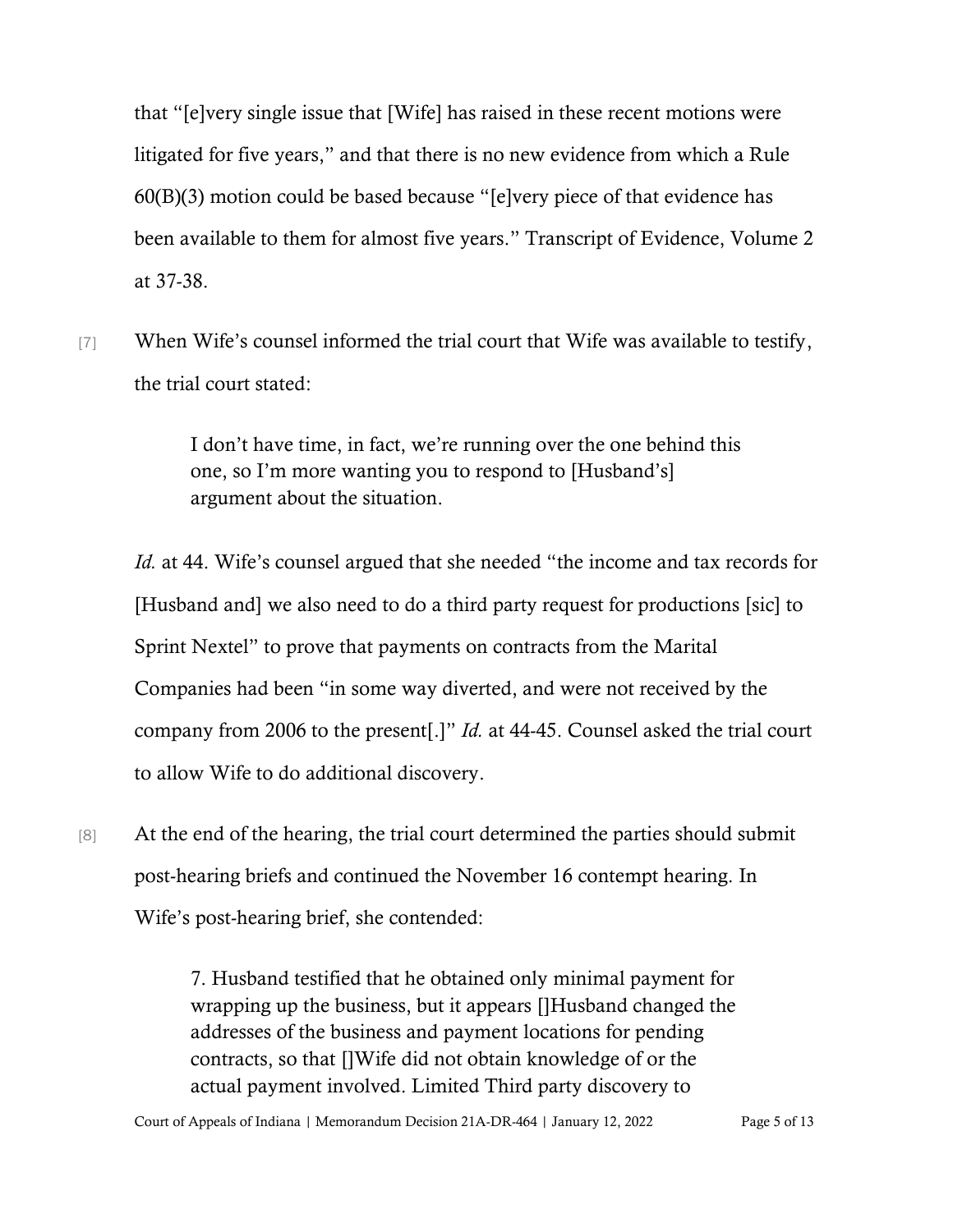that "[e]very single issue that [Wife] has raised in these recent motions were litigated for five years," and that there is no new evidence from which a Rule 60(B)(3) motion could be based because "[e]very piece of that evidence has been available to them for almost five years." Transcript of Evidence, Volume 2 at 37-38.

[7] When Wife's counsel informed the trial court that Wife was available to testify, the trial court stated:

> I don't have time, in fact, we're running over the one behind this one, so I'm more wanting you to respond to [Husband's] argument about the situation.

*Id.* at 44. Wife's counsel argued that she needed "the income and tax records for [Husband and] we also need to do a third party request for productions [sic] to Sprint Nextel" to prove that payments on contracts from the Marital Companies had been "in some way diverted, and were not received by the company from 2006 to the present[.]" *Id.* at 44-45. Counsel asked the trial court to allow Wife to do additional discovery.

[8] At the end of the hearing, the trial court determined the parties should submit post-hearing briefs and continued the November 16 contempt hearing. In Wife's post-hearing brief, she contended:

> 7. Husband testified that he obtained only minimal payment for wrapping up the business, but it appears []Husband changed the addresses of the business and payment locations for pending contracts, so that []Wife did not obtain knowledge of or the actual payment involved. Limited Third party discovery to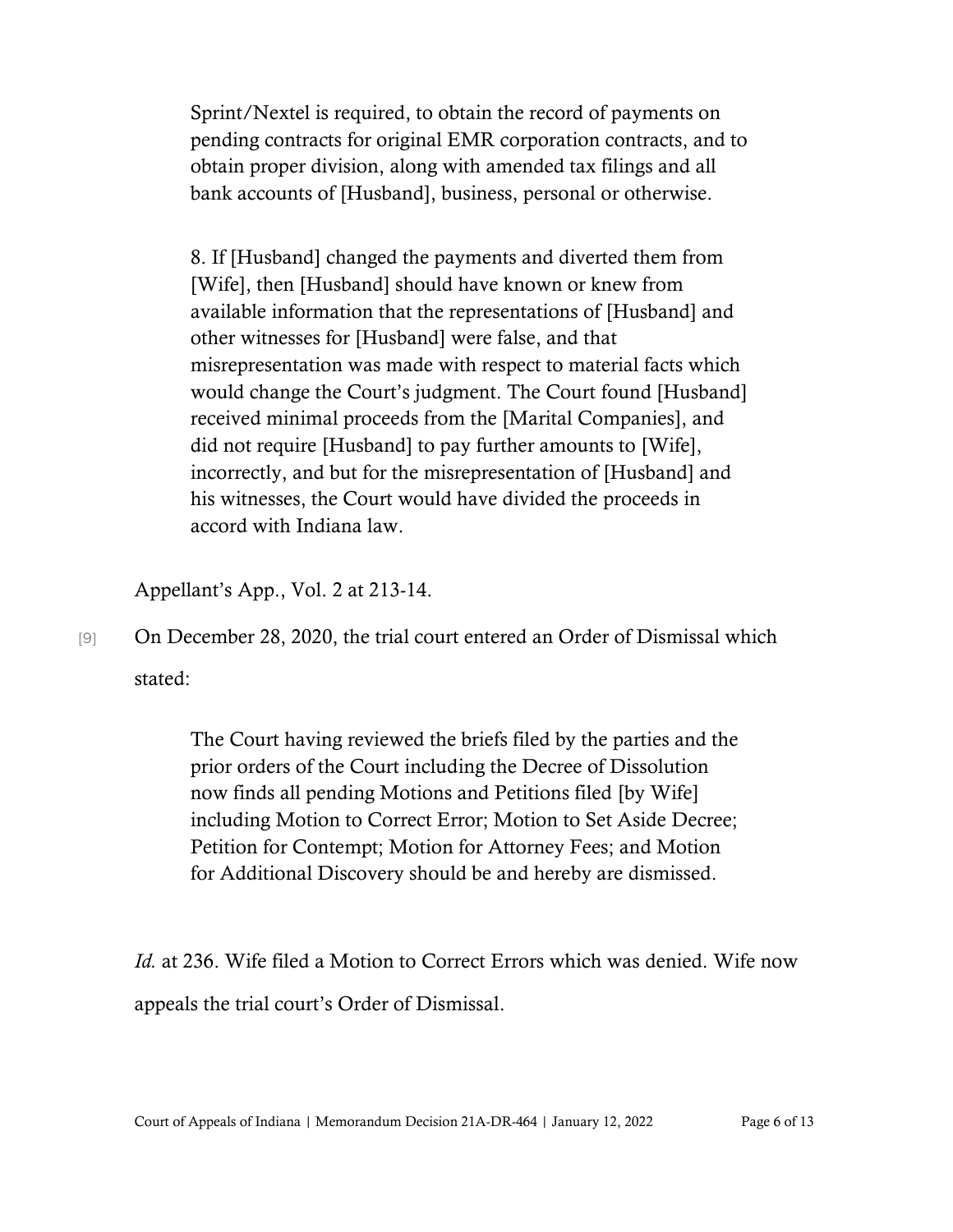> Sprint/Nextel is required, to obtain the record of payments on pending contracts for original EMR corporation contracts, and to obtain proper division, along with amended tax filings and all bank accounts of [Husband], business, personal or otherwise.
>
> 8. If [Husband] changed the payments and diverted them from [Wife], then [Husband] should have known or knew from available information that the representations of [Husband] and other witnesses for [Husband] were false, and that misrepresentation was made with respect to material facts which would change the Court's judgment. The Court found [Husband] received minimal proceeds from the [Marital Companies], and did not require [Husband] to pay further amounts to [Wife], incorrectly, and but for the misrepresentation of [Husband] and his witnesses, the Court would have divided the proceeds in accord with Indiana law.

Appellant's App., Vol. 2 at 213-14.

[9] On December 28, 2020, the trial court entered an Order of Dismissal which stated:

> The Court having reviewed the briefs filed by the parties and the prior orders of the Court including the Decree of Dissolution now finds all pending Motions and Petitions filed [by Wife] including Motion to Correct Error; Motion to Set Aside Decree; Petition for Contempt; Motion for Attorney Fees; and Motion for Additional Discovery should be and hereby are dismissed.

*Id.* at 236. Wife filed a Motion to Correct Errors which was denied. Wife now appeals the trial court's Order of Dismissal.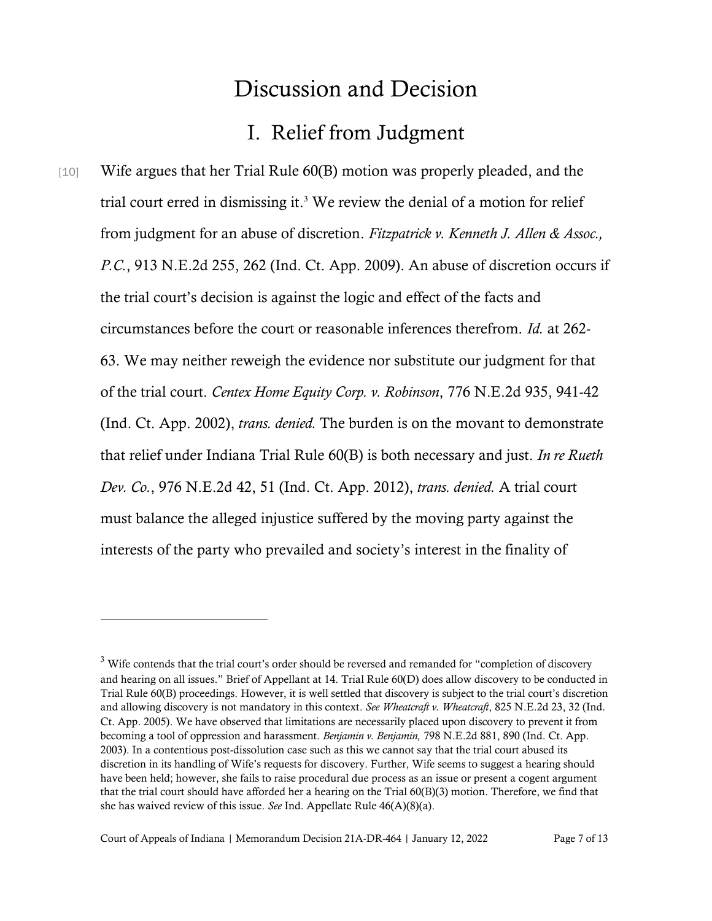# Discussion and Decision

## I. Relief from Judgment

[10] Wife argues that her Trial Rule 60(B) motion was properly pleaded, and the trial court erred in dismissing it.[3] We review the denial of a motion for relief from judgment for an abuse of discretion. *Fitzpatrick v. Kenneth J. Allen & Assoc., P.C.*, 913 N.E.2d 255, 262 (Ind. Ct. App. 2009). An abuse of discretion occurs if the trial court's decision is against the logic and effect of the facts and circumstances before the court or reasonable inferences therefrom. *Id.* at 262-63. We may neither reweigh the evidence nor substitute our judgment for that of the trial court. *Centex Home Equity Corp. v. Robinson*, 776 N.E.2d 935, 941-42 (Ind. Ct. App. 2002), *trans. denied.* The burden is on the movant to demonstrate that relief under Indiana Trial Rule 60(B) is both necessary and just. *In re Rueth Dev. Co.*, 976 N.E.2d 42, 51 (Ind. Ct. App. 2012), *trans. denied.* A trial court must balance the alleged injustice suffered by the moving party against the interests of the party who prevailed and society's interest in the finality of

---

[3] Wife contends that the trial court's order should be reversed and remanded for "completion of discovery and hearing on all issues." Brief of Appellant at 14. Trial Rule 60(D) does allow discovery to be conducted in Trial Rule 60(B) proceedings. However, it is well settled that discovery is subject to the trial court's discretion and allowing discovery is not mandatory in this context. *See Wheatcraft v. Wheatcraft*, 825 N.E.2d 23, 32 (Ind. Ct. App. 2005). We have observed that limitations are necessarily placed upon discovery to prevent it from becoming a tool of oppression and harassment. *Benjamin v. Benjamin,* 798 N.E.2d 881, 890 (Ind. Ct. App. 2003). In a contentious post-dissolution case such as this we cannot say that the trial court abused its discretion in its handling of Wife's requests for discovery. Further, Wife seems to suggest a hearing should have been held; however, she fails to raise procedural due process as an issue or present a cogent argument that the trial court should have afforded her a hearing on the Trial 60(B)(3) motion. Therefore, we find that she has waived review of this issue. *See* Ind. Appellate Rule 46(A)(8)(a).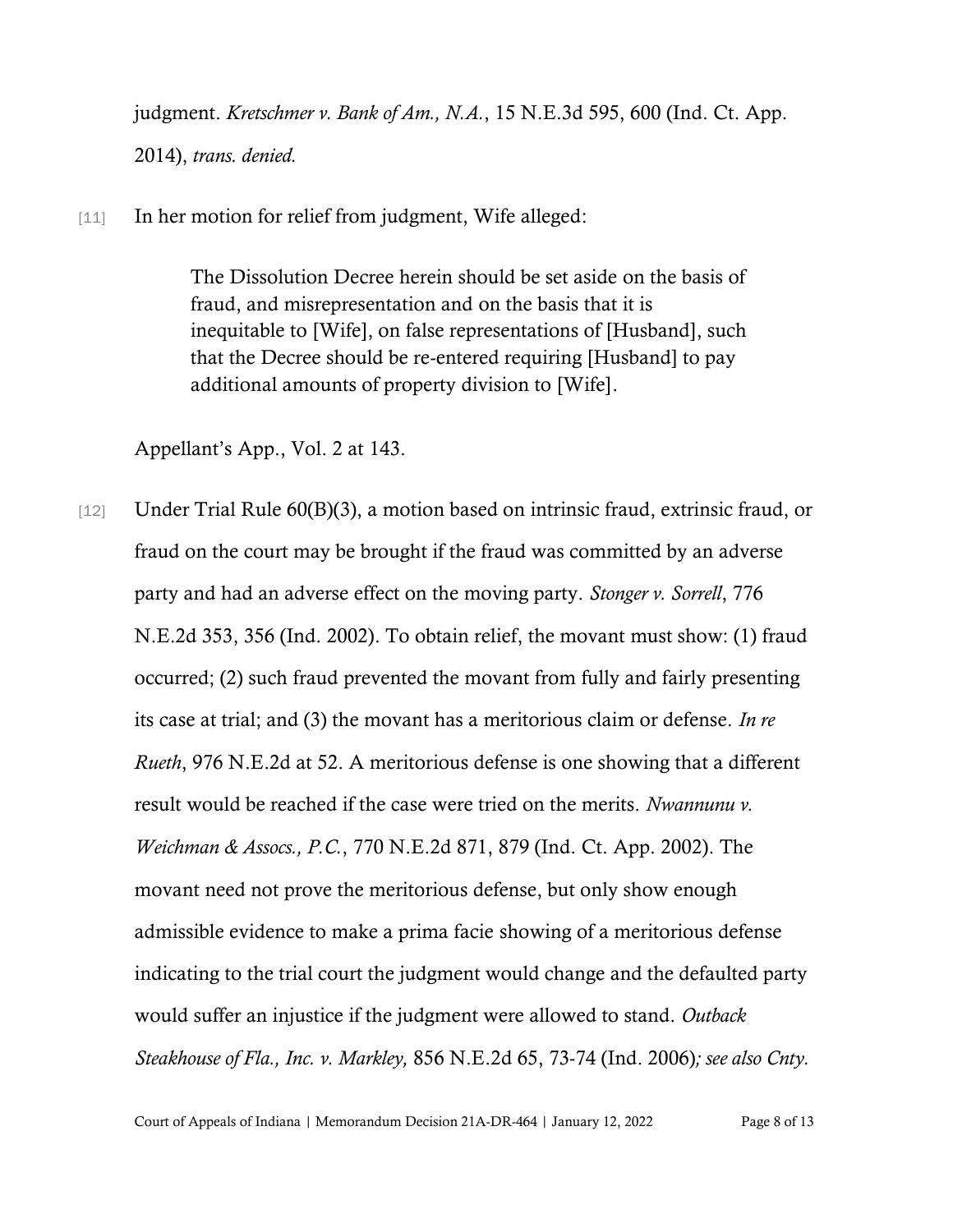judgment. *Kretschmer v. Bank of Am., N.A.*, 15 N.E.3d 595, 600 (Ind. Ct. App. 2014), *trans. denied.*

[11] In her motion for relief from judgment, Wife alleged:

> The Dissolution Decree herein should be set aside on the basis of fraud, and misrepresentation and on the basis that it is inequitable to [Wife], on false representations of [Husband], such that the Decree should be re-entered requiring [Husband] to pay additional amounts of property division to [Wife].

Appellant's App., Vol. 2 at 143.

[12] Under Trial Rule 60(B)(3), a motion based on intrinsic fraud, extrinsic fraud, or fraud on the court may be brought if the fraud was committed by an adverse party and had an adverse effect on the moving party. *Stonger v. Sorrell*, 776 N.E.2d 353, 356 (Ind. 2002). To obtain relief, the movant must show: (1) fraud occurred; (2) such fraud prevented the movant from fully and fairly presenting its case at trial; and (3) the movant has a meritorious claim or defense. *In re Rueth*, 976 N.E.2d at 52. A meritorious defense is one showing that a different result would be reached if the case were tried on the merits. *Nwannunu v. Weichman & Assocs., P.C.*, 770 N.E.2d 871, 879 (Ind. Ct. App. 2002). The movant need not prove the meritorious defense, but only show enough admissible evidence to make a prima facie showing of a meritorious defense indicating to the trial court the judgment would change and the defaulted party would suffer an injustice if the judgment were allowed to stand. *Outback Steakhouse of Fla., Inc. v. Markley,* 856 N.E.2d 65, 73-74 (Ind. 2006)*; see also Cnty.*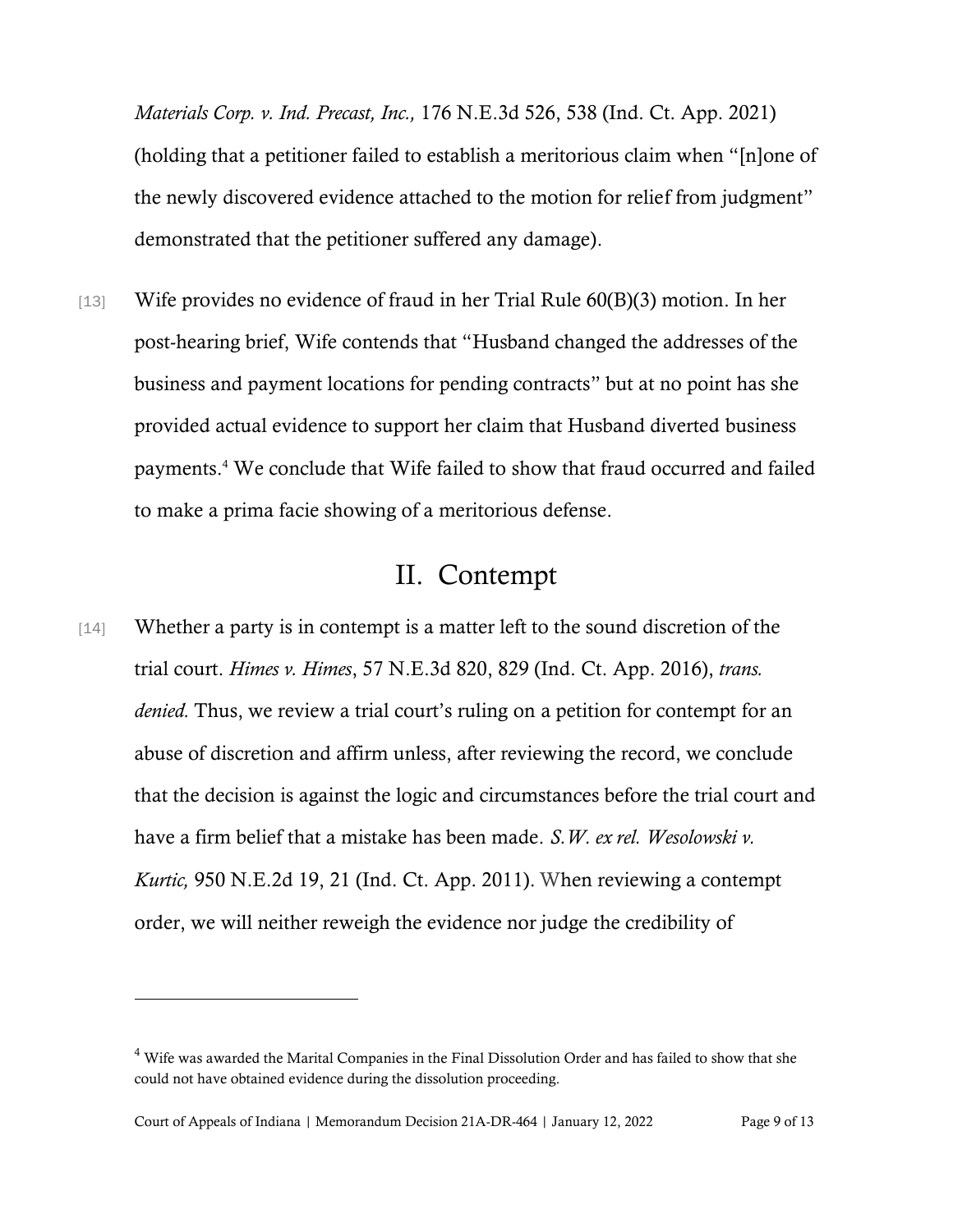*Materials Corp. v. Ind. Precast, Inc.,* 176 N.E.3d 526, 538 (Ind. Ct. App. 2021) (holding that a petitioner failed to establish a meritorious claim when "[n]one of the newly discovered evidence attached to the motion for relief from judgment" demonstrated that the petitioner suffered any damage).

[13] Wife provides no evidence of fraud in her Trial Rule 60(B)(3) motion. In her post-hearing brief, Wife contends that "Husband changed the addresses of the business and payment locations for pending contracts" but at no point has she provided actual evidence to support her claim that Husband diverted business payments.[4] We conclude that Wife failed to show that fraud occurred and failed to make a prima facie showing of a meritorious defense.

## II. Contempt

[14] Whether a party is in contempt is a matter left to the sound discretion of the trial court. *Himes v. Himes*, 57 N.E.3d 820, 829 (Ind. Ct. App. 2016), *trans. denied.* Thus, we review a trial court's ruling on a petition for contempt for an abuse of discretion and affirm unless, after reviewing the record, we conclude that the decision is against the logic and circumstances before the trial court and have a firm belief that a mistake has been made. *S.W. ex rel. Wesolowski v. Kurtic,* 950 N.E.2d 19, 21 (Ind. Ct. App. 2011). When reviewing a contempt order, we will neither reweigh the evidence nor judge the credibility of

---

[4] Wife was awarded the Marital Companies in the Final Dissolution Order and has failed to show that she could not have obtained evidence during the dissolution proceeding.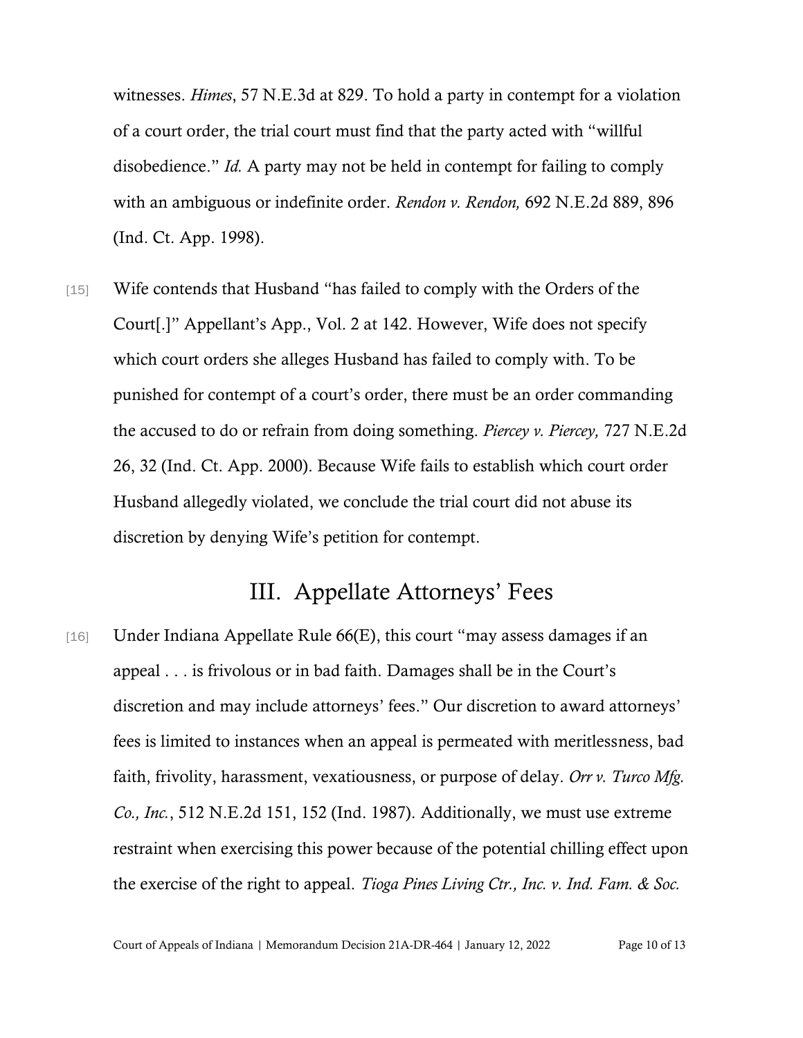witnesses. *Himes*, 57 N.E.3d at 829. To hold a party in contempt for a violation of a court order, the trial court must find that the party acted with "willful disobedience." *Id.* A party may not be held in contempt for failing to comply with an ambiguous or indefinite order. *Rendon v. Rendon,* 692 N.E.2d 889, 896 (Ind. Ct. App. 1998).

[15] Wife contends that Husband "has failed to comply with the Orders of the Court[.]" Appellant's App., Vol. 2 at 142. However, Wife does not specify which court orders she alleges Husband has failed to comply with. To be punished for contempt of a court's order, there must be an order commanding the accused to do or refrain from doing something. *Piercey v. Piercey,* 727 N.E.2d 26, 32 (Ind. Ct. App. 2000). Because Wife fails to establish which court order Husband allegedly violated, we conclude the trial court did not abuse its discretion by denying Wife's petition for contempt.

## III. Appellate Attorneys' Fees

[16] Under Indiana Appellate Rule 66(E), this court "may assess damages if an appeal . . . is frivolous or in bad faith. Damages shall be in the Court's discretion and may include attorneys' fees." Our discretion to award attorneys' fees is limited to instances when an appeal is permeated with meritlessness, bad faith, frivolity, harassment, vexatiousness, or purpose of delay. *Orr v. Turco Mfg. Co., Inc.*, 512 N.E.2d 151, 152 (Ind. 1987). Additionally, we must use extreme restraint when exercising this power because of the potential chilling effect upon the exercise of the right to appeal. *Tioga Pines Living Ctr., Inc. v. Ind. Fam. & Soc.*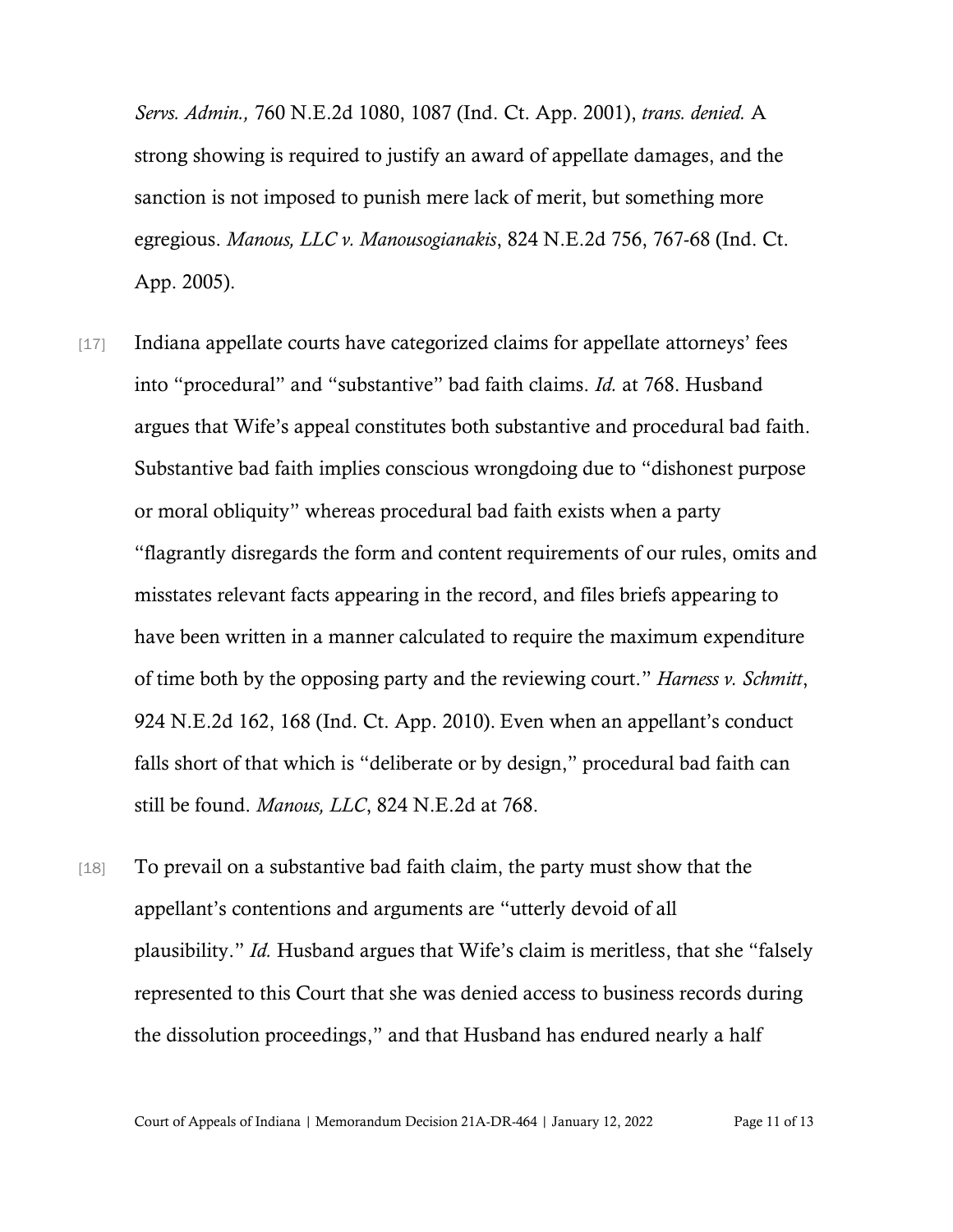*Servs. Admin.,* 760 N.E.2d 1080, 1087 (Ind. Ct. App. 2001), *trans. denied.* A strong showing is required to justify an award of appellate damages, and the sanction is not imposed to punish mere lack of merit, but something more egregious. *Manous, LLC v. Manousogianakis*, 824 N.E.2d 756, 767-68 (Ind. Ct. App. 2005).

[17] Indiana appellate courts have categorized claims for appellate attorneys' fees into "procedural" and "substantive" bad faith claims. *Id.* at 768. Husband argues that Wife's appeal constitutes both substantive and procedural bad faith. Substantive bad faith implies conscious wrongdoing due to "dishonest purpose or moral obliquity" whereas procedural bad faith exists when a party "flagrantly disregards the form and content requirements of our rules, omits and misstates relevant facts appearing in the record, and files briefs appearing to have been written in a manner calculated to require the maximum expenditure of time both by the opposing party and the reviewing court." *Harness v. Schmitt*, 924 N.E.2d 162, 168 (Ind. Ct. App. 2010). Even when an appellant's conduct falls short of that which is "deliberate or by design," procedural bad faith can still be found. *Manous, LLC*, 824 N.E.2d at 768.

[18] To prevail on a substantive bad faith claim, the party must show that the appellant's contentions and arguments are "utterly devoid of all plausibility." *Id.* Husband argues that Wife's claim is meritless, that she "falsely represented to this Court that she was denied access to business records during the dissolution proceedings," and that Husband has endured nearly a half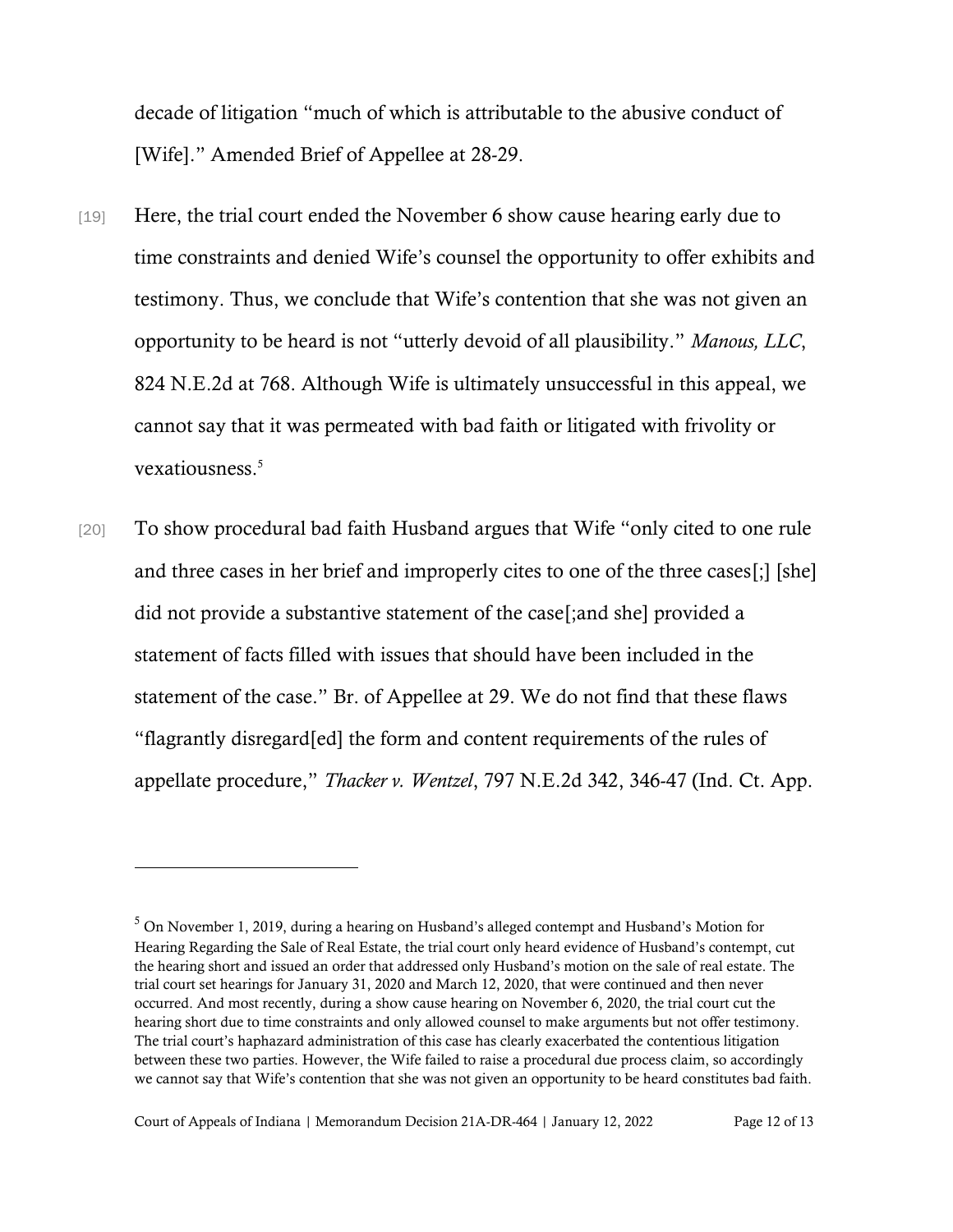decade of litigation "much of which is attributable to the abusive conduct of [Wife]." Amended Brief of Appellee at 28-29.

[19] Here, the trial court ended the November 6 show cause hearing early due to time constraints and denied Wife's counsel the opportunity to offer exhibits and testimony. Thus, we conclude that Wife's contention that she was not given an opportunity to be heard is not "utterly devoid of all plausibility." *Manous, LLC*, 824 N.E.2d at 768. Although Wife is ultimately unsuccessful in this appeal, we cannot say that it was permeated with bad faith or litigated with frivolity or vexatiousness.[5]

[20] To show procedural bad faith Husband argues that Wife "only cited to one rule and three cases in her brief and improperly cites to one of the three cases[;] [she] did not provide a substantive statement of the case[;and she] provided a statement of facts filled with issues that should have been included in the statement of the case." Br. of Appellee at 29. We do not find that these flaws "flagrantly disregard[ed] the form and content requirements of the rules of appellate procedure," *Thacker v. Wentzel*, 797 N.E.2d 342, 346-47 (Ind. Ct. App.

---

[5] On November 1, 2019, during a hearing on Husband's alleged contempt and Husband's Motion for Hearing Regarding the Sale of Real Estate, the trial court only heard evidence of Husband's contempt, cut the hearing short and issued an order that addressed only Husband's motion on the sale of real estate. The trial court set hearings for January 31, 2020 and March 12, 2020, that were continued and then never occurred. And most recently, during a show cause hearing on November 6, 2020, the trial court cut the hearing short due to time constraints and only allowed counsel to make arguments but not offer testimony. The trial court's haphazard administration of this case has clearly exacerbated the contentious litigation between these two parties. However, the Wife failed to raise a procedural due process claim, so accordingly we cannot say that Wife's contention that she was not given an opportunity to be heard constitutes bad faith.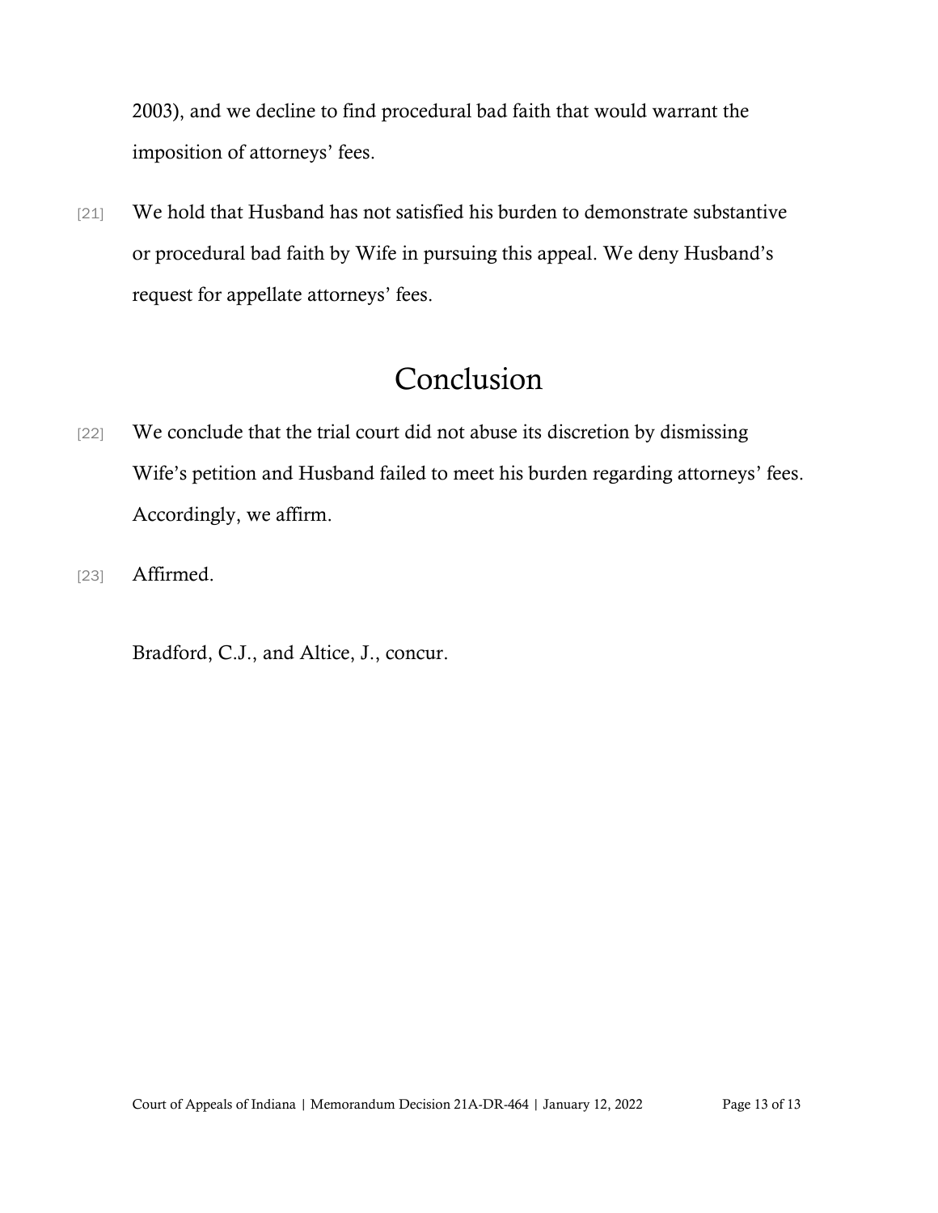2003), and we decline to find procedural bad faith that would warrant the imposition of attorneys' fees.

[21] We hold that Husband has not satisfied his burden to demonstrate substantive or procedural bad faith by Wife in pursuing this appeal. We deny Husband's request for appellate attorneys' fees.

# Conclusion

[22] We conclude that the trial court did not abuse its discretion by dismissing Wife's petition and Husband failed to meet his burden regarding attorneys' fees. Accordingly, we affirm.

[23] Affirmed.

Bradford, C.J., and Altice, J., concur.